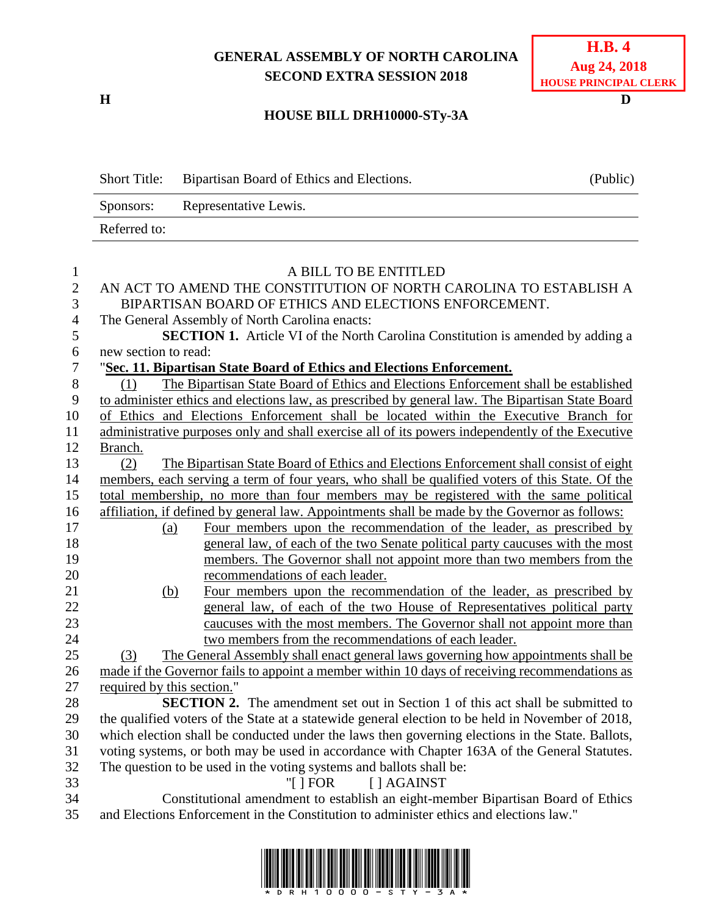**GENERAL ASSEMBLY OF NORTH CAROLINA**
**SECOND EXTRA SESSION 2018**

**H.B. 4**
**Aug 24, 2018**
**HOUSE PRINCIPAL CLERK**

**H** **D**

## HOUSE BILL DRH10000-STy-3A

| Short Title: | Bipartisan Board of Ethics and Elections. | (Public) |
|---|---|---|
| Sponsors: | Representative Lewis. | |
| Referred to: | | |

A BILL TO BE ENTITLED

AN ACT TO AMEND THE CONSTITUTION OF NORTH CAROLINA TO ESTABLISH A BIPARTISAN BOARD OF ETHICS AND ELECTIONS ENFORCEMENT.

The General Assembly of North Carolina enacts:

**SECTION 1.** Article VI of the North Carolina Constitution is amended by adding a new section to read:

"**Sec. 11. Bipartisan State Board of Ethics and Elections Enforcement.**

(1) The Bipartisan State Board of Ethics and Elections Enforcement shall be established to administer ethics and elections law, as prescribed by general law. The Bipartisan State Board of Ethics and Elections Enforcement shall be located within the Executive Branch for administrative purposes only and shall exercise all of its powers independently of the Executive Branch.

(2) The Bipartisan State Board of Ethics and Elections Enforcement shall consist of eight members, each serving a term of four years, who shall be qualified voters of this State. Of the total membership, no more than four members may be registered with the same political affiliation, if defined by general law. Appointments shall be made by the Governor as follows:

(a) Four members upon the recommendation of the leader, as prescribed by general law, of each of the two Senate political party caucuses with the most members. The Governor shall not appoint more than two members from the recommendations of each leader.

(b) Four members upon the recommendation of the leader, as prescribed by general law, of each of the two House of Representatives political party caucuses with the most members. The Governor shall not appoint more than two members from the recommendations of each leader.

(3) The General Assembly shall enact general laws governing how appointments shall be made if the Governor fails to appoint a member within 10 days of receiving recommendations as required by this section."

**SECTION 2.** The amendment set out in Section 1 of this act shall be submitted to the qualified voters of the State at a statewide general election to be held in November of 2018, which election shall be conducted under the laws then governing elections in the State. Ballots, voting systems, or both may be used in accordance with Chapter 163A of the General Statutes. The question to be used in the voting systems and ballots shall be:

"[ ] FOR [ ] AGAINST

Constitutional amendment to establish an eight-member Bipartisan Board of Ethics and Elections Enforcement in the Constitution to administer ethics and elections law."

\*DRH10000-STY-3A\*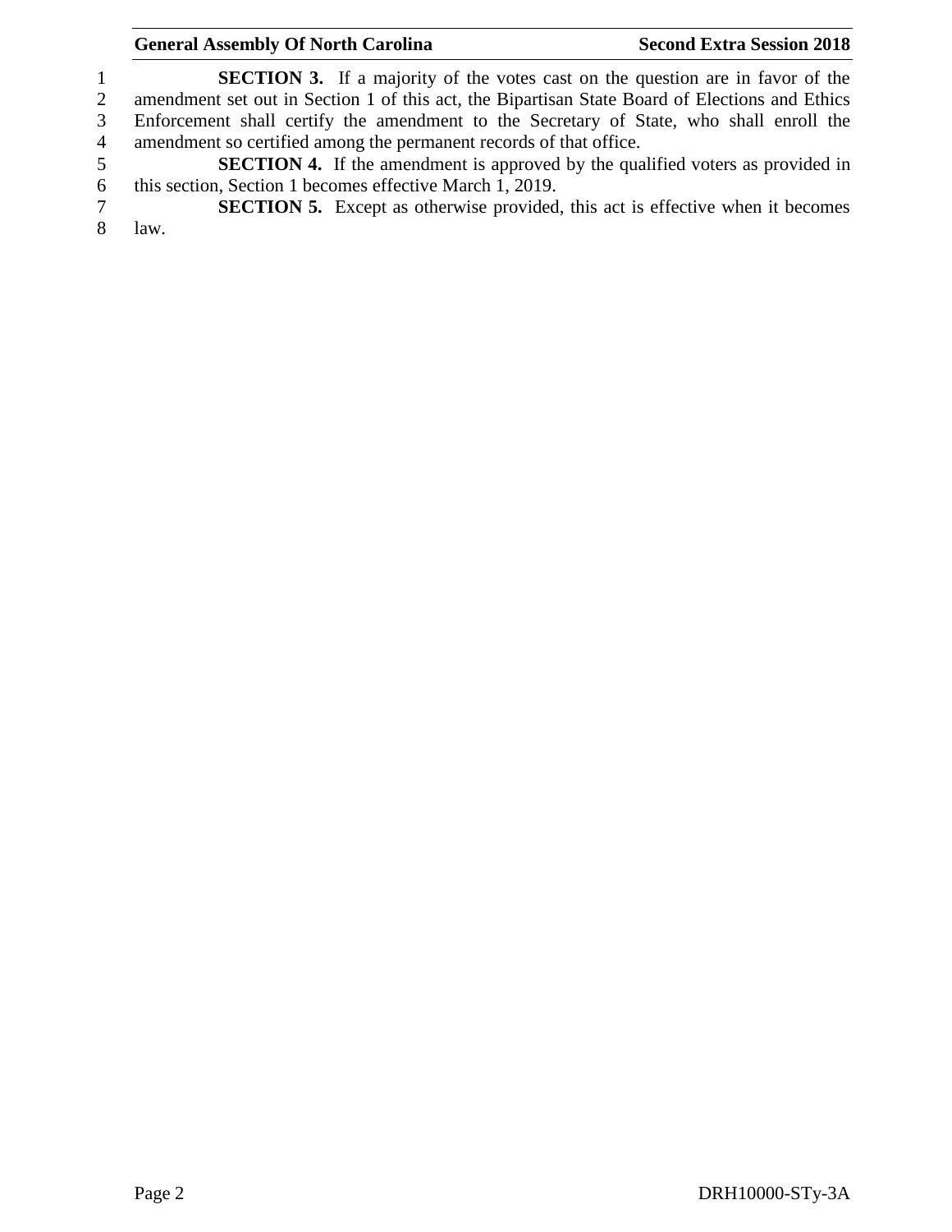**SECTION 3.** If a majority of the votes cast on the question are in favor of the amendment set out in Section 1 of this act, the Bipartisan State Board of Elections and Ethics Enforcement shall certify the amendment to the Secretary of State, who shall enroll the amendment so certified among the permanent records of that office.

**SECTION 4.** If the amendment is approved by the qualified voters as provided in this section, Section 1 becomes effective March 1, 2019.

**SECTION 5.** Except as otherwise provided, this act is effective when it becomes law.